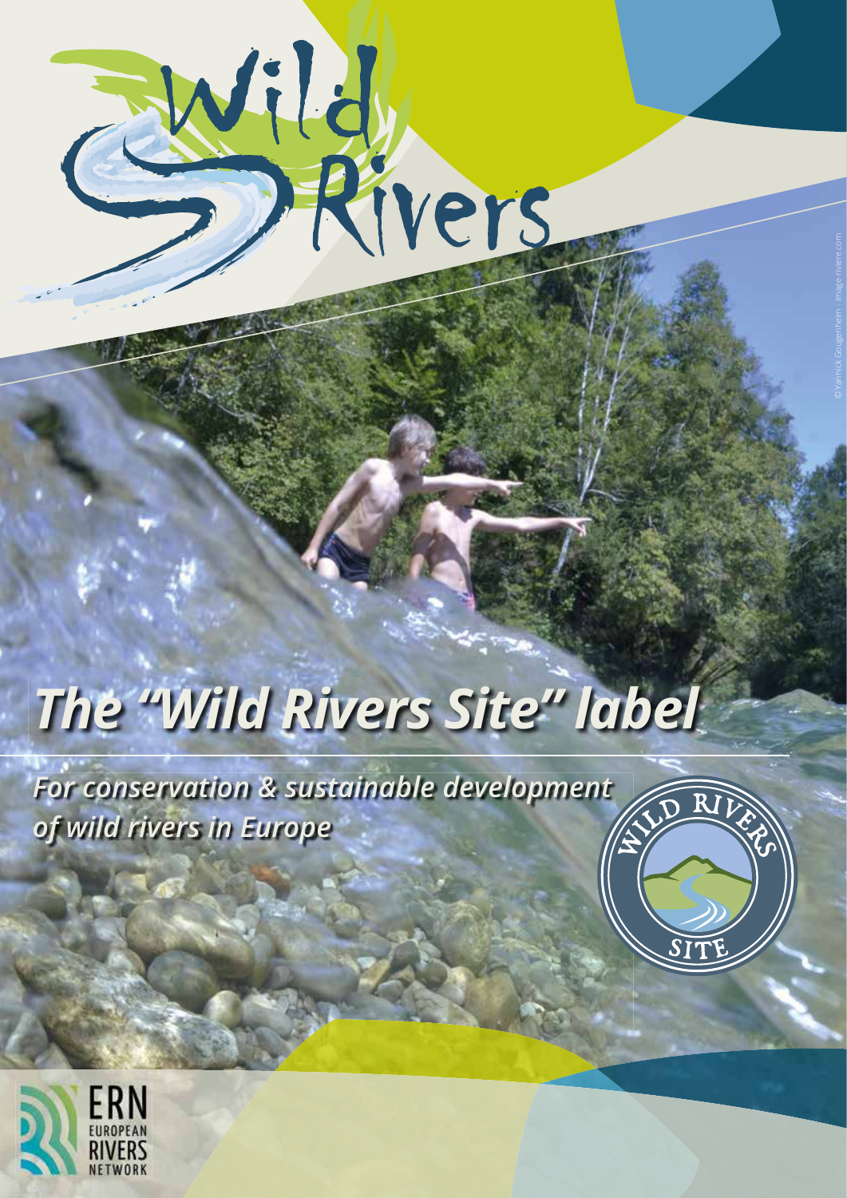# Wild Rivers

## *The "Wild Rivers Site" label*

***For conservation & sustainable development of wild rivers in Europe***

WILD RIVERS SITE

© Yannick Gouguenheim - image-riviere.com

ERN EUROPEAN RIVERS NETWORK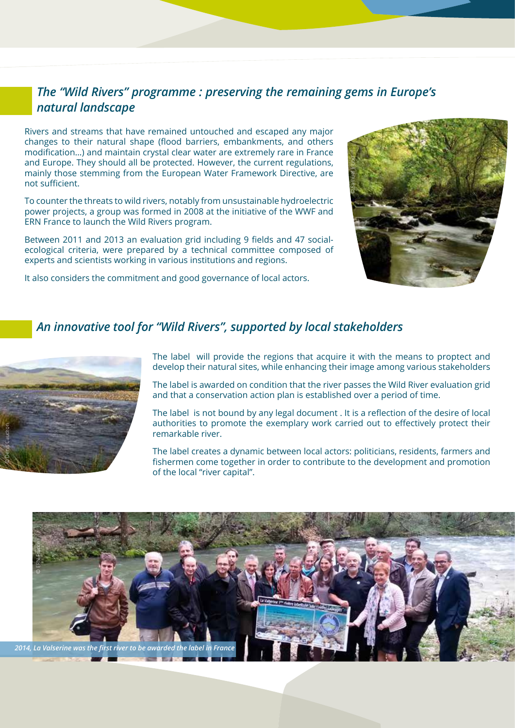## *The "Wild Rivers" programme : preserving the remaining gems in Europe's natural landscape*

Rivers and streams that have remained untouched and escaped any major changes to their natural shape (flood barriers, embankments, and others modification...) and maintain crystal clear water are extremely rare in France and Europe. They should all be protected. However, the current regulations, mainly those stemming from the European Water Framework Directive, are not sufficient.

To counter the threats to wild rivers, notably from unsustainable hydroelectric power projects, a group was formed in 2008 at the initiative of the WWF and ERN France to launch the Wild Rivers program.

Between 2011 and 2013 an evaluation grid including 9 fields and 47 social-ecological criteria, were prepared by a technical committee composed of experts and scientists working in various institutions and regions.

It also considers the commitment and good governance of local actors.

## *An innovative tool for "Wild Rivers", supported by local stakeholders*

The label will provide the regions that acquire it with the means to proptect and develop their natural sites, while enhancing their image among various stakeholders

The label is awarded on condition that the river passes the Wild River evaluation grid and that a conservation action plan is established over a period of time.

The label is not bound by any legal document . It is a reflection of the desire of local authorities to promote the exemplary work carried out to effectively protect their remarkable river.

The label creates a dynamic between local actors: politicians, residents, farmers and fishermen come together in order to contribute to the development and promotion of the local "river capital".

*2014, La Valserine was the first river to be awarded the label in France*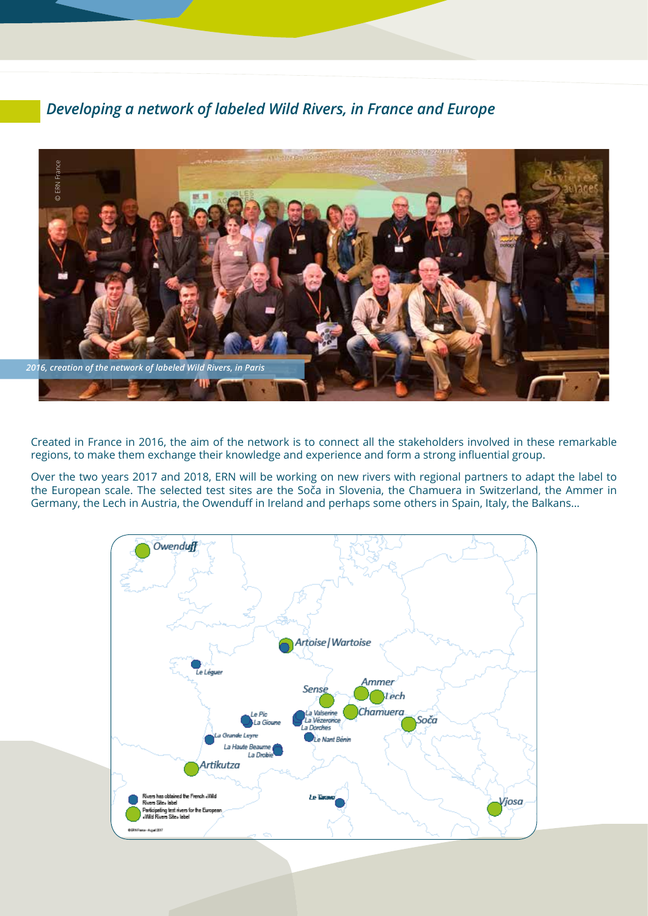## *Developing a network of labeled Wild Rivers, in France and Europe*

*2016, creation of the network of labeled Wild Rivers, in Paris*

Created in France in 2016, the aim of the network is to connect all the stakeholders involved in these remarkable regions, to make them exchange their knowledge and experience and form a strong influential group.

Over the two years 2017 and 2018, ERN will be working on new rivers with regional partners to adapt the label to the European scale. The selected test sites are the Soča in Slovenia, the Chamuera in Switzerland, the Ammer in Germany, the Lech in Austria, the Owenduff in Ireland and perhaps some others in Spain, Italy, the Balkans...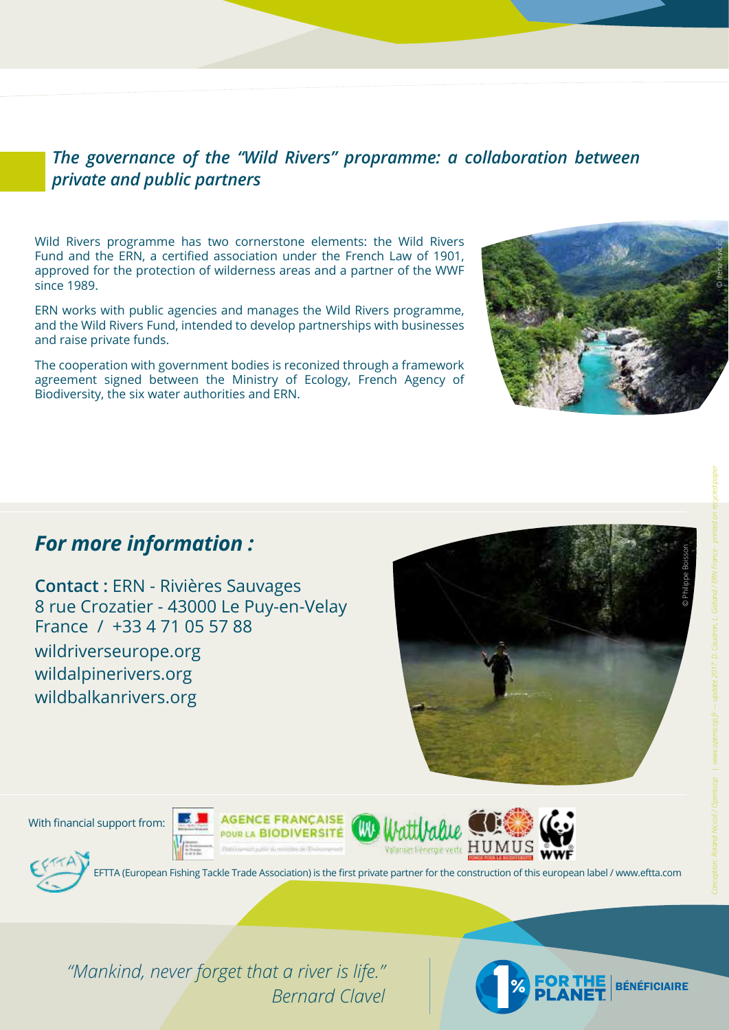## *The governance of the "Wild Rivers" programme: a collaboration between private and public partners*

Wild Rivers programme has two cornerstone elements: the Wild Rivers Fund and the ERN, a certified association under the French Law of 1901, approved for the protection of wilderness areas and a partner of the WWF since 1989.

ERN works with public agencies and manages the Wild Rivers programme, and the Wild Rivers Fund, intended to develop partnerships with businesses and raise private funds.

The cooperation with government bodies is reconized through a framework agreement signed between the Ministry of Ecology, French Agency of Biodiversity, the six water authorities and ERN.

© Irena Kavčič

## *For more information :*

**Contact :** ERN - Rivières Sauvages
8 rue Crozatier - 43000 Le Puy-en-Velay
France / +33 4 71 05 57 88

wildriverseurope.org
wildalpinerivers.org
wildbalkanrivers.org

© Philippe Boisson

With financial support from: AGENCE FRANÇAISE POUR LA BIODIVERSITÉ, Wattvalue – Valoriser l'énergie verte, HUMUS – Fonds pour la biodiversité, WWF

EFTTA (European Fishing Tackle Trade Association) is the first private partner for the construction of this european label / www.eftta.com

*"Mankind, never forget that a river is life."*
*Bernard Clavel*

1% FOR THE PLANET – BÉNÉFICIAIRE

*Conception: Roland Nicoli / Openscop | www.openscop.fr — update 2017: D. Coudron, L. Galland / ERN France - printed on recycled paper*